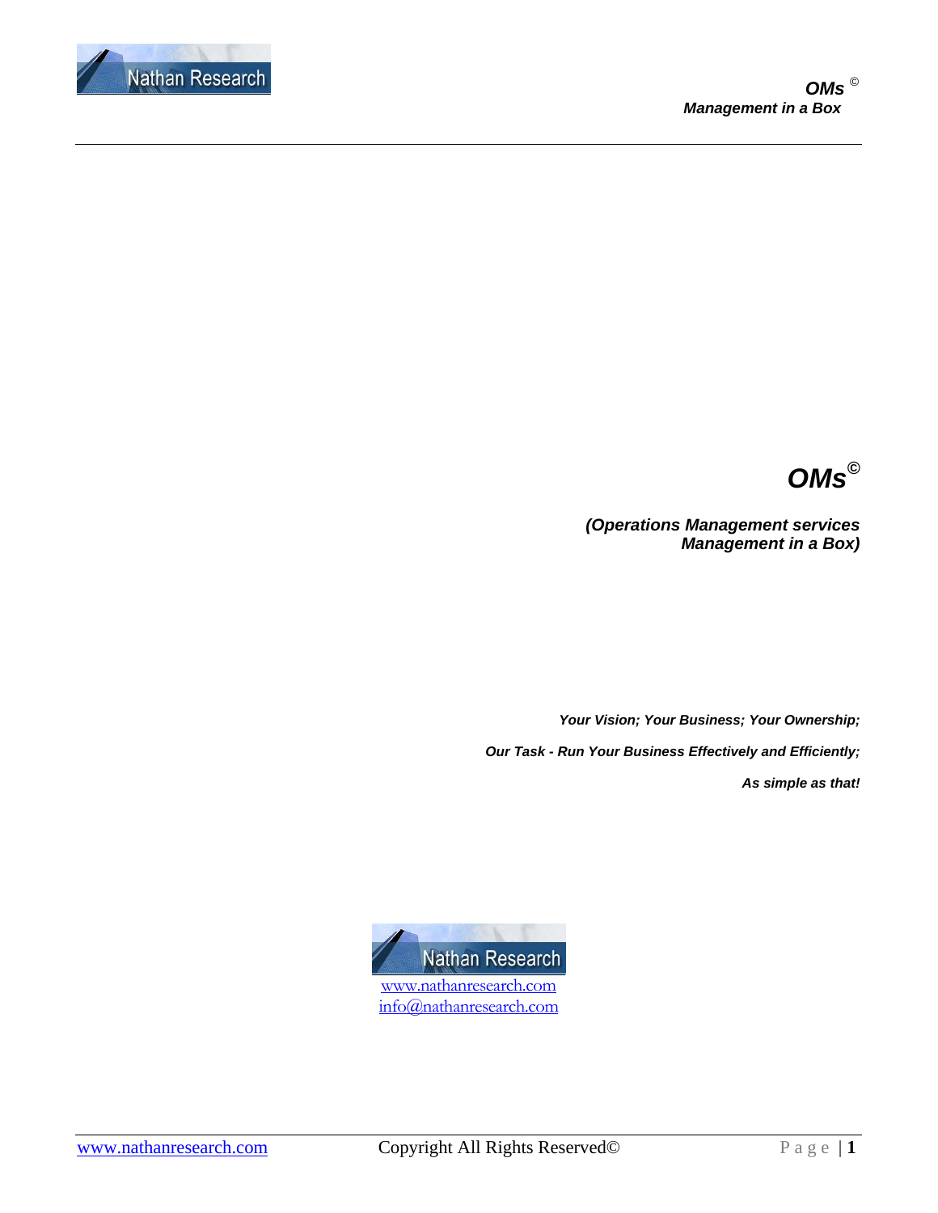# OMs©

***(Operations Management services Management in a Box)***

***Your Vision; Your Business; Your Ownership;***

***Our Task - Run Your Business Effectively and Efficiently;***

***As simple as that!***

Nathan Research

www.nathanresearch.com
info@nathanresearch.com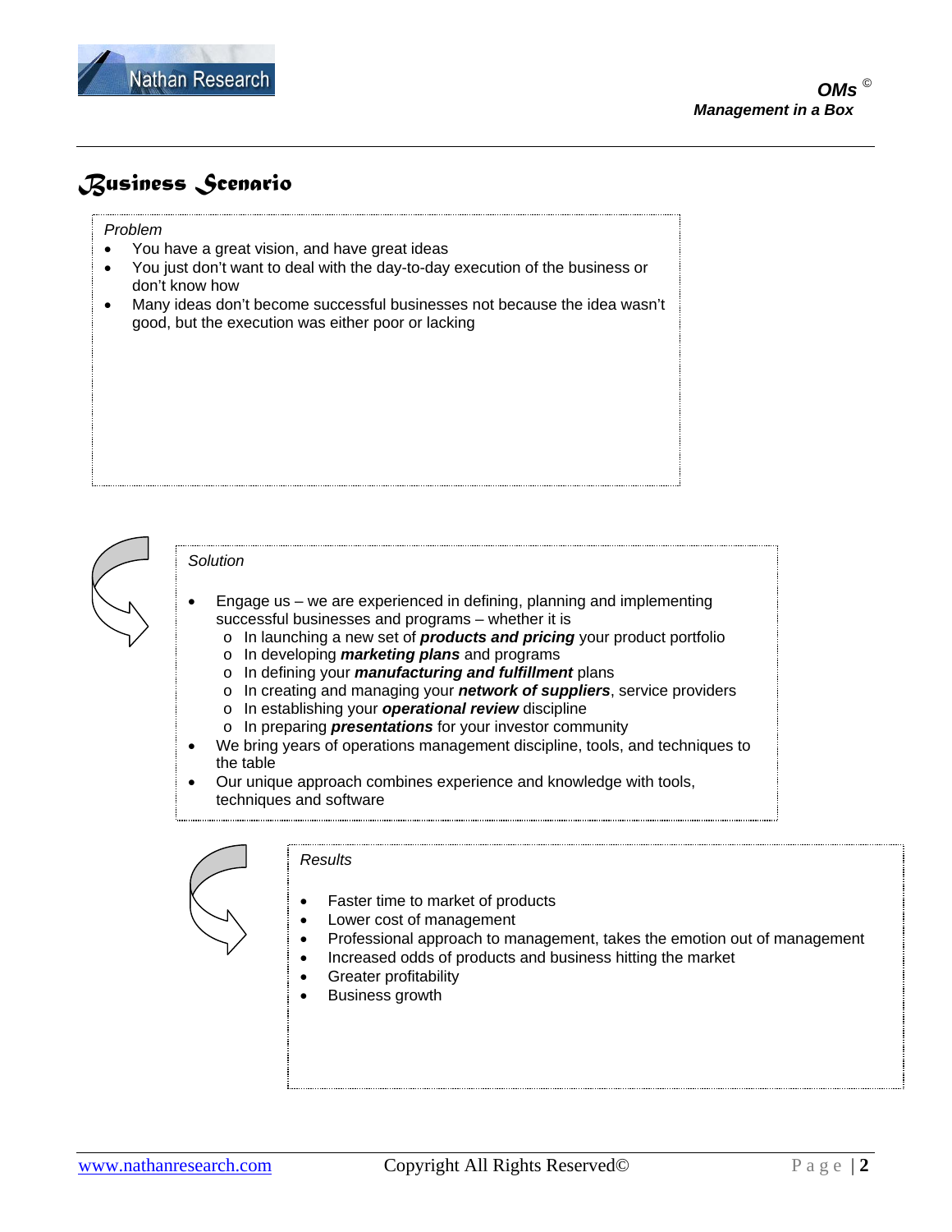# Business Scenario

*Problem*

- You have a great vision, and have great ideas
- You just don't want to deal with the day-to-day execution of the business or don't know how
- Many ideas don't become successful businesses not because the idea wasn't good, but the execution was either poor or lacking

*Solution*

- Engage us – we are experienced in defining, planning and implementing successful businesses and programs – whether it is
  - In launching a new set of ***products and pricing*** your product portfolio
  - In developing ***marketing plans*** and programs
  - In defining your ***manufacturing and fulfillment*** plans
  - In creating and managing your ***network of suppliers***, service providers
  - In establishing your ***operational review*** discipline
  - In preparing ***presentations*** for your investor community
- We bring years of operations management discipline, tools, and techniques to the table
- Our unique approach combines experience and knowledge with tools, techniques and software

*Results*

- Faster time to market of products
- Lower cost of management
- Professional approach to management, takes the emotion out of management
- Increased odds of products and business hitting the market
- Greater profitability
- Business growth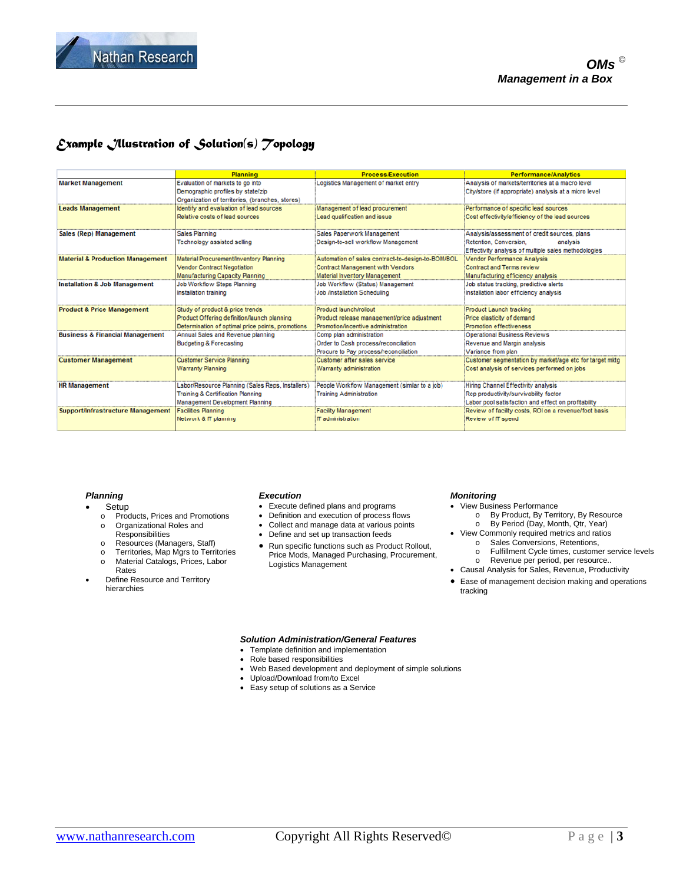## Example Illustration of Solution(s) Topology

| | Planning | Process/Execution | Performance/Analytics |
|---|---|---|---|
| **Market Management** | Evaluation of markets to go into<br>Demographic profiles by state/zip<br>Organization of territories, (branches, stores) | Logistics Management of market entry | Analysis of markets/territories at a macro level<br>City/store (if appropriate) analysis at a micro level |
| **Leads Management** | Identify and evaluation of lead sources<br>Relative costs of lead sources | Management of lead procurement<br>Lead qualification and issue | Performance of specific lead sources<br>Cost effectivity/efficiency of the lead sources |
| **Sales (Rep) Management** | Sales Planning<br>Technology assisted selling | Sales Paperwork Management<br>Design-to-sell workflow Management | Analysis/assessment of credit sources, plans<br>Retention, Conversion, analysis<br>Effectivity analysis of multiple sales methodologies |
| **Material & Production Management** | Material Procurement/Inventory Planning<br>Vendor Contract Negotiation<br>Manufacturing Capacity Planning | Automation of sales contract-to-design-to-BOM/BOL<br>Contract Management with Vendors<br>Material Inventory Management | Vendor Performance Analysis<br>Contract and Terms review<br>Manufacturing efficiency analysis |
| **Installation & Job Management** | Job Workflow Steps Planning<br>Installation training | Job Workflow (Status) Management<br>Job /Installation Scheduling | Job status tracking, predictive alerts<br>Installation labor efficiency analysis |
| **Product & Price Management** | Study of product & price trends<br>Product Offering definition/launch planning<br>Determination of optimal price points, promotions | Product launch/rollout<br>Product release management/price adjustment<br>Promotion/incentive administration | Product Launch tracking<br>Price elasticity of demand<br>Promotion effectiveness |
| **Business & Financial Management** | Annual Sales and Revenue planning<br>Budgeting & Forecasting | Comp plan administration<br>Order to Cash process/reconciliation<br>Procure to Pay process/reconciliation | Operational Business Reviews<br>Revenue and Margin analysis<br>Variance from plan |
| **Customer Management** | Customer Service Planning<br>Warranty Planning | Customer after sales service<br>Warranty administration | Customer segmentation by market/age etc for target mktg<br>Cost analysis of services performed on jobs |
| **HR Management** | Labor/Resource Planning (Sales Reps, Installers)<br>Training & Certification Planning<br>Management Development Planning | People Workflow Management (similar to a job)<br>Training Administration | Hiring Channel Effectivity analysis<br>Rep productivity/survivability factor<br>Labor pool satisfaction and effect on profitability |
| **Support/Infrastructure Management** | Facilities Planning<br>Network & IT planning | Facilty Management<br>IT administration | Review of facility costs, ROI on a revenue/foot basis<br>Review of IT spend |

***Planning***

- Setup
  - Products, Prices and Promotions
  - Organizational Roles and Responsibilities
  - Resources (Managers, Staff)
  - Territories, Map Mgrs to Territories
  - Material Catalogs, Prices, Labor Rates
- Define Resource and Territory hierarchies

***Execution***

- Execute defined plans and programs
- Definition and execution of process flows
- Collect and manage data at various points
- Define and set up transaction feeds
- Run specific functions such as Product Rollout, Price Mods, Managed Purchasing, Procurement, Logistics Management

***Monitoring***

- View Business Performance
  - By Product, By Territory, By Resource
  - By Period (Day, Month, Qtr, Year)
- View Commonly required metrics and ratios
  - Sales Conversions, Retentions,
  - Fulfillment Cycle times, customer service levels
  - Revenue per period, per resource..
- Causal Analysis for Sales, Revenue, Productivity
- Ease of management decision making and operations tracking

***Solution Administration/General Features***

- Template definition and implementation
- Role based responsibilities
- Web Based development and deployment of simple solutions
- Upload/Download from/to Excel
- Easy setup of solutions as a Service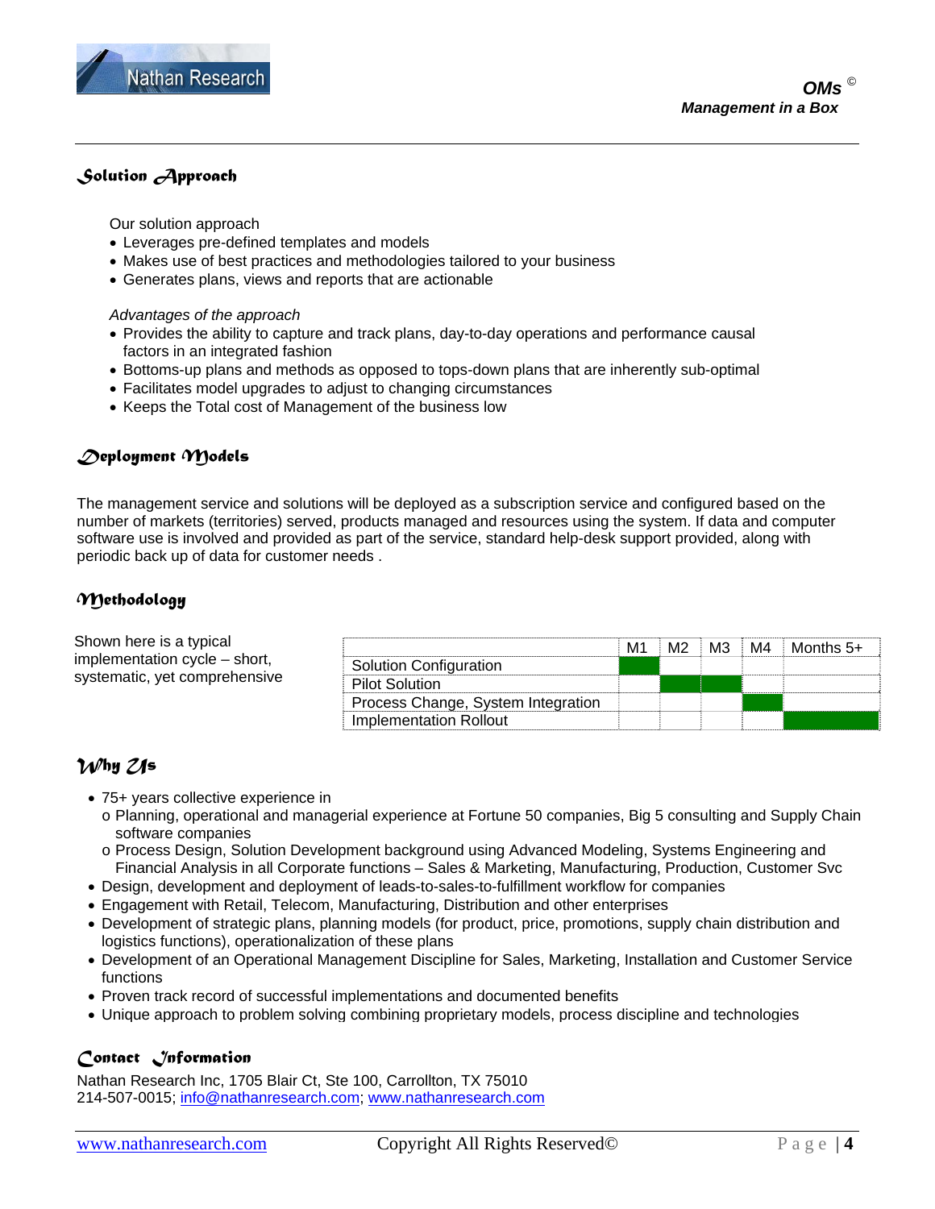## Solution Approach

Our solution approach

- Leverages pre-defined templates and models
- Makes use of best practices and methodologies tailored to your business
- Generates plans, views and reports that are actionable

*Advantages of the approach*

- Provides the ability to capture and track plans, day-to-day operations and performance causal factors in an integrated fashion
- Bottoms-up plans and methods as opposed to tops-down plans that are inherently sub-optimal
- Facilitates model upgrades to adjust to changing circumstances
- Keeps the Total cost of Management of the business low

## Deployment Models

The management service and solutions will be deployed as a subscription service and configured based on the number of markets (territories) served, products managed and resources using the system. If data and computer software use is involved and provided as part of the service, standard help-desk support provided, along with periodic back up of data for customer needs .

## Methodology

Shown here is a typical implementation cycle – short, systematic, yet comprehensive

| | M1 | M2 | M3 | M4 | Months 5+ |
|---|---|---|---|---|---|
| Solution Configuration | ■ | | | | |
| Pilot Solution | | ■ | ■ | | |
| Process Change, System Integration | | | | ■ | |
| Implementation Rollout | | | | | ■ |

## Why Us

- 75+ years collective experience in
  - Planning, operational and managerial experience at Fortune 50 companies, Big 5 consulting and Supply Chain software companies
  - Process Design, Solution Development background using Advanced Modeling, Systems Engineering and Financial Analysis in all Corporate functions – Sales & Marketing, Manufacturing, Production, Customer Svc
- Design, development and deployment of leads-to-sales-to-fulfillment workflow for companies
- Engagement with Retail, Telecom, Manufacturing, Distribution and other enterprises
- Development of strategic plans, planning models (for product, price, promotions, supply chain distribution and logistics functions), operationalization of these plans
- Development of an Operational Management Discipline for Sales, Marketing, Installation and Customer Service functions
- Proven track record of successful implementations and documented benefits
- Unique approach to problem solving combining proprietary models, process discipline and technologies

## Contact Information

Nathan Research Inc, 1705 Blair Ct, Ste 100, Carrollton, TX 75010
214-507-0015; info@nathanresearch.com; www.nathanresearch.com